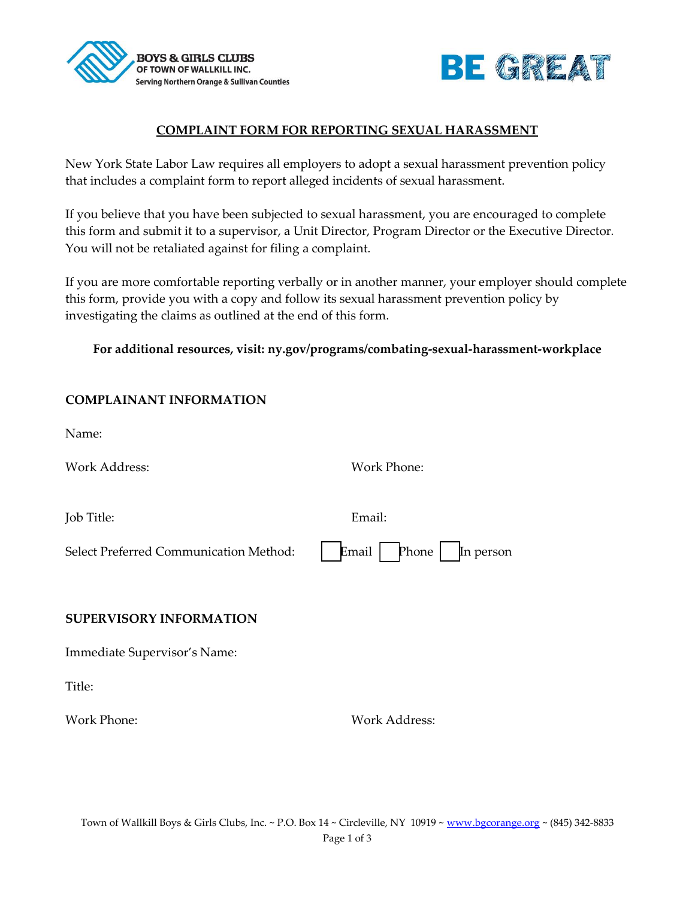BOYS & GIRLS CLUBS OF TOWN OF WALLKILL INC.
Serving Northern Orange & Sullivan Counties

BE GREAT

# COMPLAINT FORM FOR REPORTING SEXUAL HARASSMENT

New York State Labor Law requires all employers to adopt a sexual harassment prevention policy that includes a complaint form to report alleged incidents of sexual harassment.

If you believe that you have been subjected to sexual harassment, you are encouraged to complete this form and submit it to a supervisor, a Unit Director, Program Director or the Executive Director. You will not be retaliated against for filing a complaint.

If you are more comfortable reporting verbally or in another manner, your employer should complete this form, provide you with a copy and follow its sexual harassment prevention policy by investigating the claims as outlined at the end of this form.

**For additional resources, visit: ny.gov/programs/combating-sexual-harassment-workplace**

## COMPLAINANT INFORMATION

Name:

Work Address:

Work Phone:

Job Title:

Email:

Select Preferred Communication Method: ☐ Email ☐ Phone ☐ In person

## SUPERVISORY INFORMATION

Immediate Supervisor's Name:

Title:

Work Phone:

Work Address:

Town of Wallkill Boys & Girls Clubs, Inc. ~ P.O. Box 14 ~ Circleville, NY 10919 ~ www.bgcorange.org ~ (845) 342-8833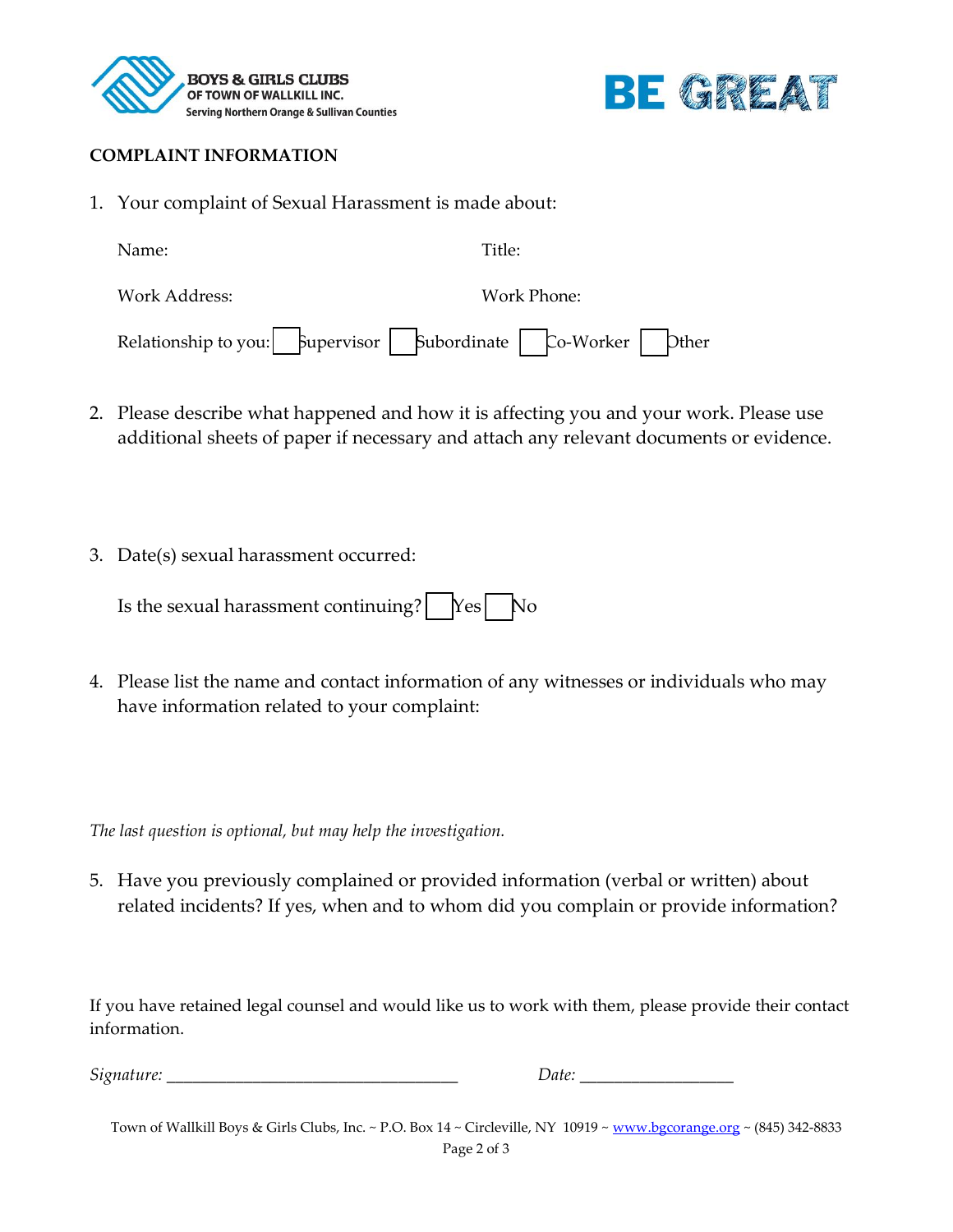## COMPLAINT INFORMATION

1. Your complaint of Sexual Harassment is made about:

   Name: Title:

   Work Address: Work Phone:

   Relationship to you: ☐ Supervisor ☐ Subordinate ☐ Co-Worker ☐ Other

2. Please describe what happened and how it is affecting you and your work. Please use additional sheets of paper if necessary and attach any relevant documents or evidence.

3. Date(s) sexual harassment occurred:

   Is the sexual harassment continuing? ☐ Yes ☐ No

4. Please list the name and contact information of any witnesses or individuals who may have information related to your complaint:

*The last question is optional, but may help the investigation.*

5. Have you previously complained or provided information (verbal or written) about related incidents? If yes, when and to whom did you complain or provide information?

If you have retained legal counsel and would like us to work with them, please provide their contact information.

*Signature:* ___________________________________ *Date:* __________________

Town of Wallkill Boys & Girls Clubs, Inc. ~ P.O. Box 14 ~ Circleville, NY 10919 ~ www.bgcorange.org ~ (845) 342-8833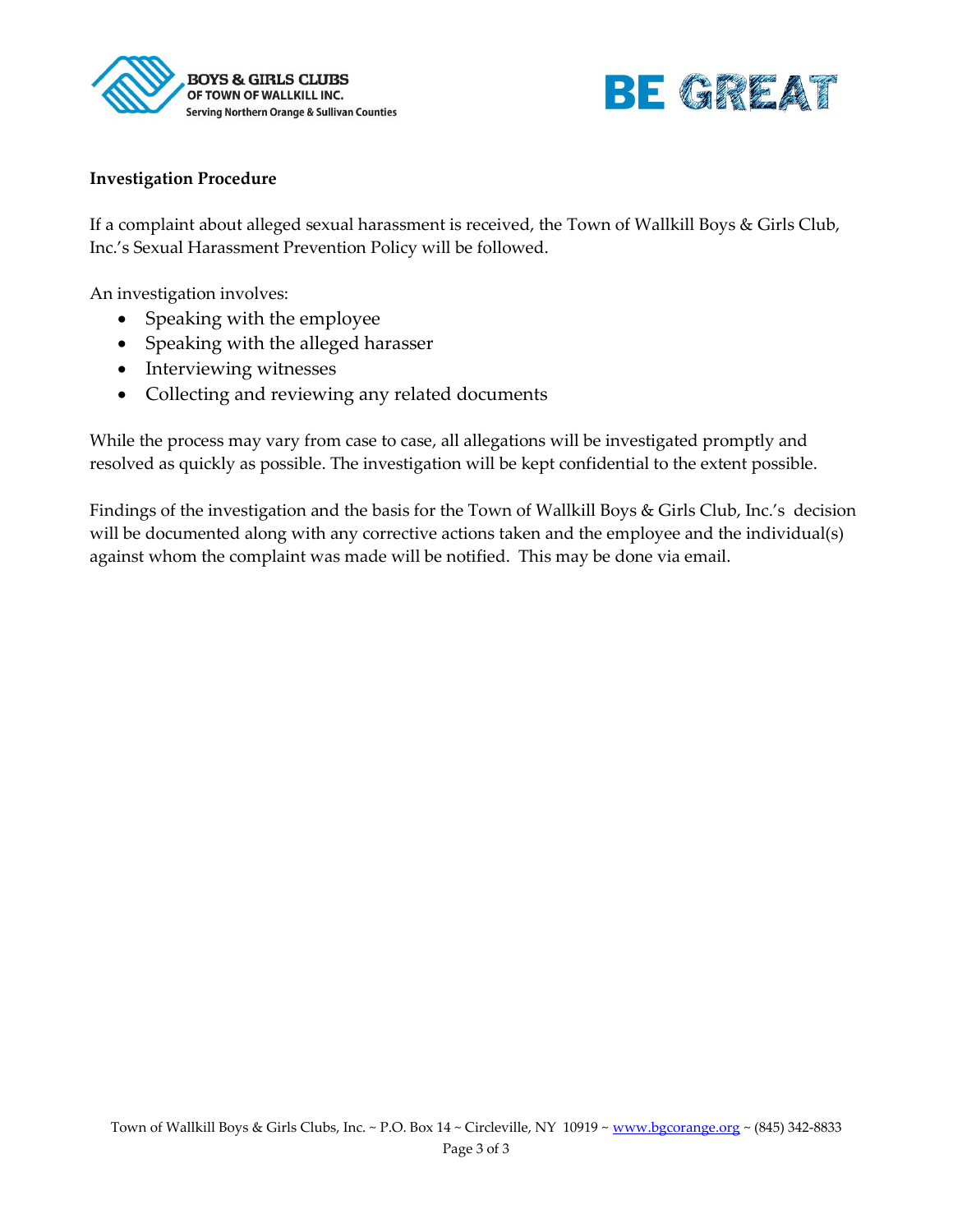**Investigation Procedure**

If a complaint about alleged sexual harassment is received, the Town of Wallkill Boys & Girls Club, Inc.'s Sexual Harassment Prevention Policy will be followed.

An investigation involves:

- Speaking with the employee
- Speaking with the alleged harasser
- Interviewing witnesses
- Collecting and reviewing any related documents

While the process may vary from case to case, all allegations will be investigated promptly and resolved as quickly as possible. The investigation will be kept confidential to the extent possible.

Findings of the investigation and the basis for the Town of Wallkill Boys & Girls Club, Inc.'s decision will be documented along with any corrective actions taken and the employee and the individual(s) against whom the complaint was made will be notified. This may be done via email.